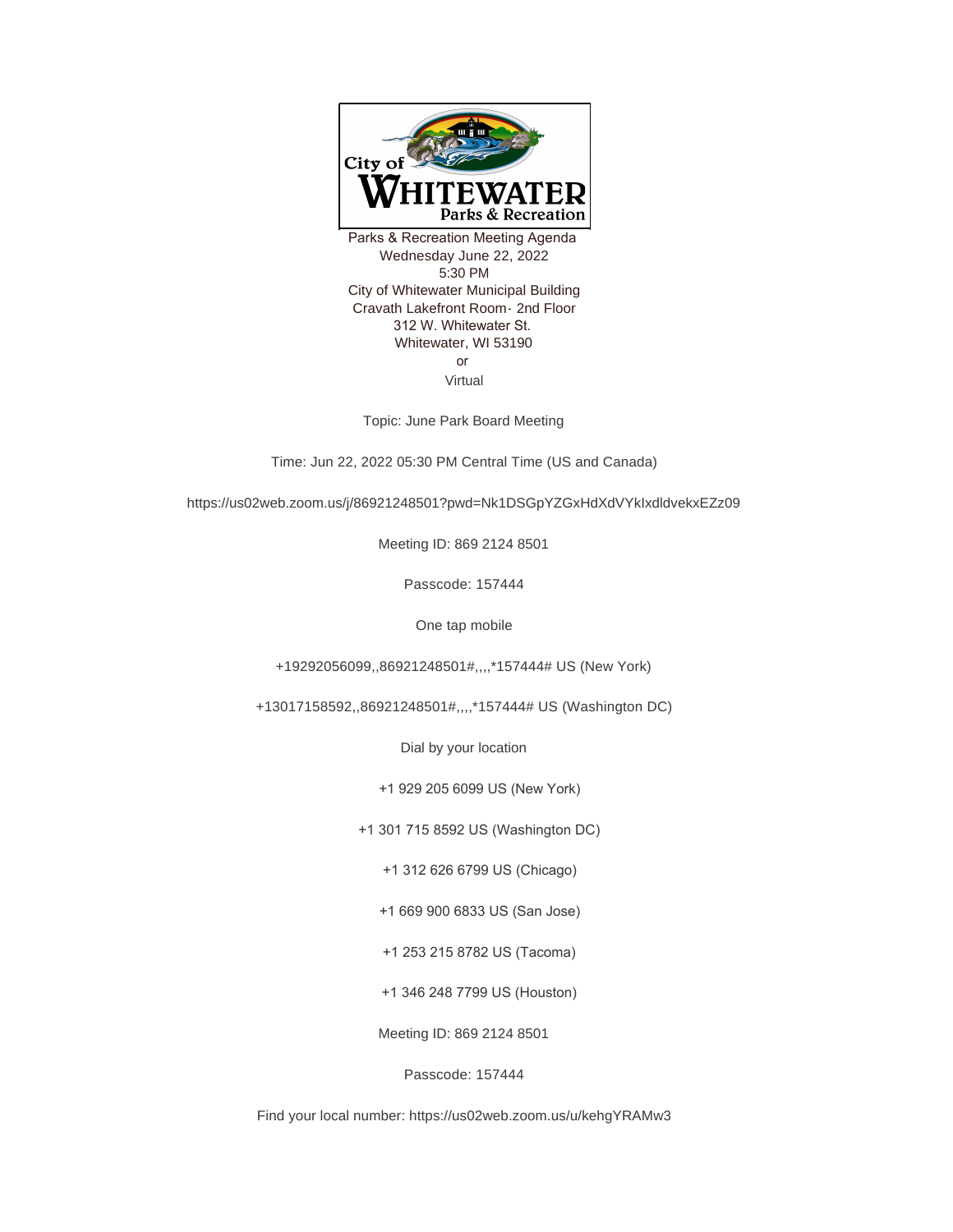City of WHITEWATER Parks & Recreation

Parks & Recreation Meeting Agenda
Wednesday June 22, 2022
5:30 PM
City of Whitewater Municipal Building
Cravath Lakefront Room- 2nd Floor
312 W. Whitewater St.
Whitewater, WI 53190
or
Virtual

Topic: June Park Board Meeting

Time: Jun 22, 2022 05:30 PM Central Time (US and Canada)

https://us02web.zoom.us/j/86921248501?pwd=Nk1DSGpYZGxHdXdVYkIxdldvekxEZz09

Meeting ID: 869 2124 8501

Passcode: 157444

One tap mobile

+19292056099,,86921248501#,,,,*157444# US (New York)

+13017158592,,86921248501#,,,,*157444# US (Washington DC)

Dial by your location

+1 929 205 6099 US (New York)

+1 301 715 8592 US (Washington DC)

+1 312 626 6799 US (Chicago)

+1 669 900 6833 US (San Jose)

+1 253 215 8782 US (Tacoma)

+1 346 248 7799 US (Houston)

Meeting ID: 869 2124 8501

Passcode: 157444

Find your local number: https://us02web.zoom.us/u/kehgYRAMw3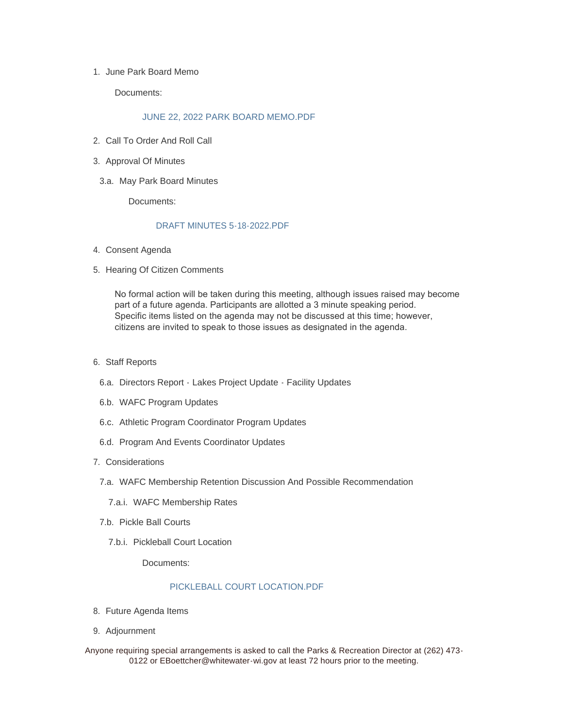1. June Park Board Memo

   Documents:

   JUNE 22, 2022 PARK BOARD MEMO.PDF

2. Call To Order And Roll Call
3. Approval Of Minutes

   3.a. May Park Board Minutes

   Documents:

   DRAFT MINUTES 5-18-2022.PDF

4. Consent Agenda
5. Hearing Of Citizen Comments

   No formal action will be taken during this meeting, although issues raised may become part of a future agenda. Participants are allotted a 3 minute speaking period. Specific items listed on the agenda may not be discussed at this time; however, citizens are invited to speak to those issues as designated in the agenda.

6. Staff Reports

   6.a. Directors Report - Lakes Project Update - Facility Updates

   6.b. WAFC Program Updates

   6.c. Athletic Program Coordinator Program Updates

   6.d. Program And Events Coordinator Updates

7. Considerations

   7.a. WAFC Membership Retention Discussion And Possible Recommendation

   7.a.i. WAFC Membership Rates

   7.b. Pickle Ball Courts

   7.b.i. Pickleball Court Location

   Documents:

   PICKLEBALL COURT LOCATION.PDF

8. Future Agenda Items
9. Adjournment

Anyone requiring special arrangements is asked to call the Parks & Recreation Director at (262) 473-0122 or EBoettcher@whitewater-wi.gov at least 72 hours prior to the meeting.